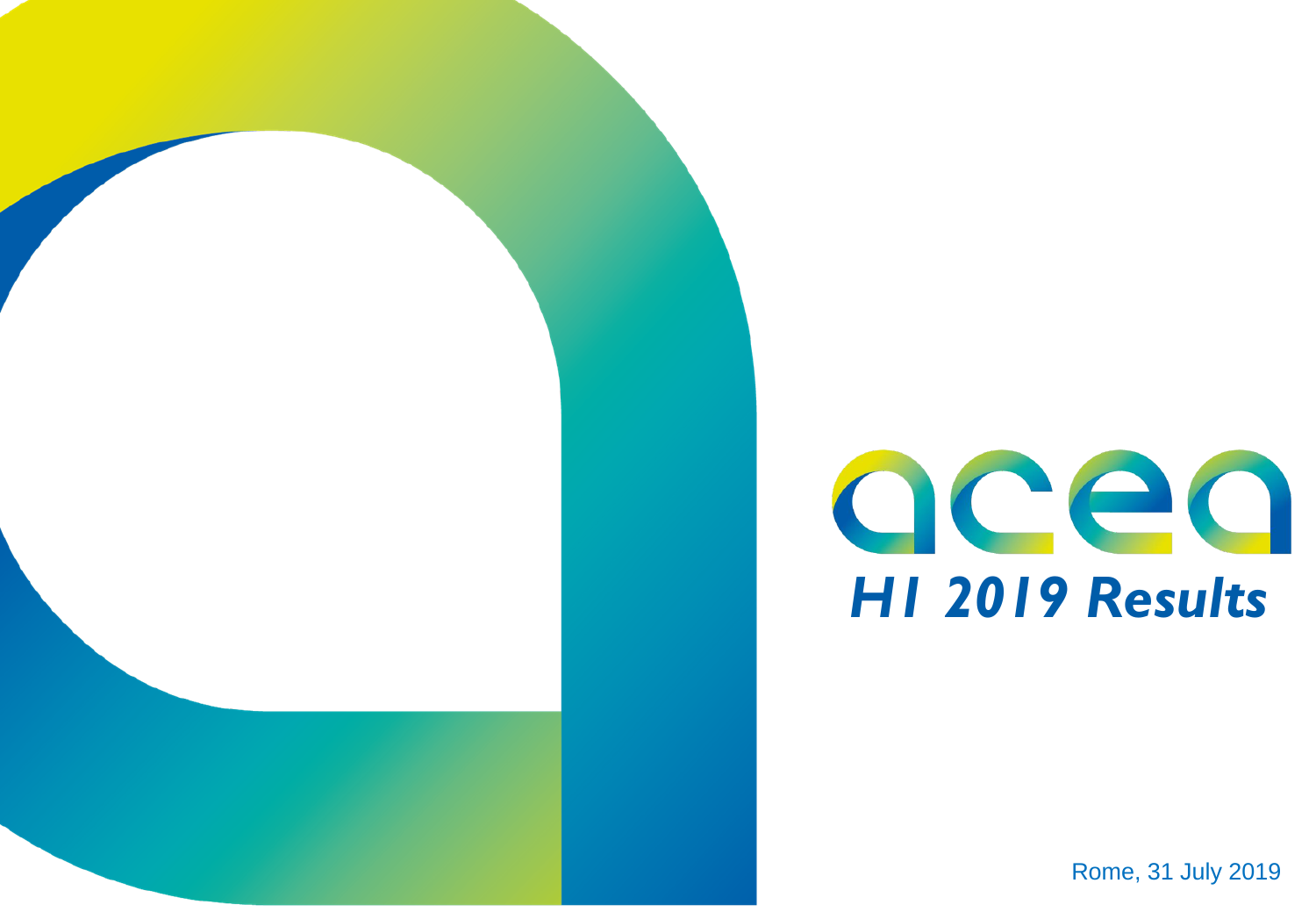acea

# H1 2019 Results

Rome, 31 July 2019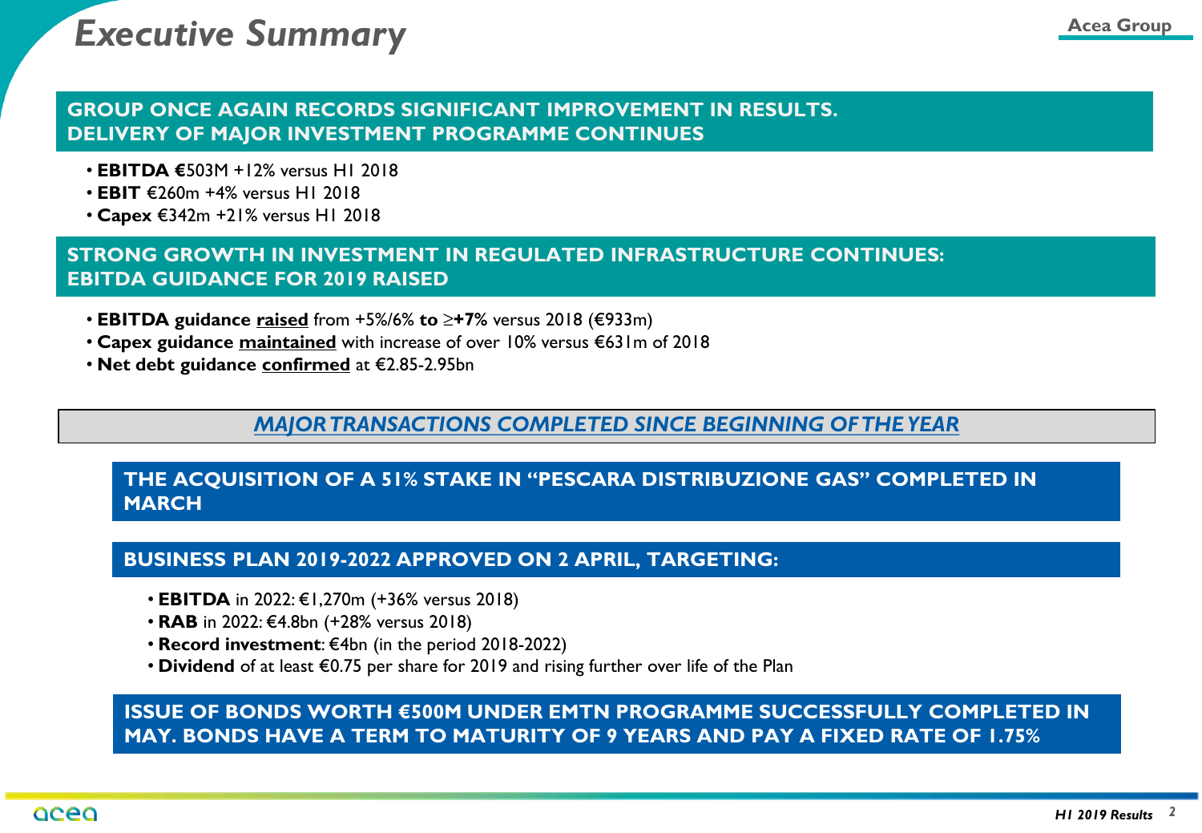# Executive Summary

## GROUP ONCE AGAIN RECORDS SIGNIFICANT IMPROVEMENT IN RESULTS. DELIVERY OF MAJOR INVESTMENT PROGRAMME CONTINUES

- **EBITDA €**503M +12% versus H1 2018
- **EBIT** €260m +4% versus H1 2018
- **Capex** €342m +21% versus H1 2018

## STRONG GROWTH IN INVESTMENT IN REGULATED INFRASTRUCTURE CONTINUES: EBITDA GUIDANCE FOR 2019 RAISED

- **EBITDA guidance raised** from +5%/6% **to ≥+7%** versus 2018 (€933m)
- **Capex guidance maintained** with increase of over 10% versus €631m of 2018
- **Net debt guidance confirmed** at €2.85-2.95bn

## *MAJOR TRANSACTIONS COMPLETED SINCE BEGINNING OF THE YEAR*

### THE ACQUISITION OF A 51% STAKE IN "PESCARA DISTRIBUZIONE GAS" COMPLETED IN MARCH

### BUSINESS PLAN 2019-2022 APPROVED ON 2 APRIL, TARGETING:

- **EBITDA** in 2022: €1,270m (+36% versus 2018)
- **RAB** in 2022: €4.8bn (+28% versus 2018)
- **Record investment**: €4bn (in the period 2018-2022)
- **Dividend** of at least €0.75 per share for 2019 and rising further over life of the Plan

### ISSUE OF BONDS WORTH €500M UNDER EMTN PROGRAMME SUCCESSFULLY COMPLETED IN MAY. BONDS HAVE A TERM TO MATURITY OF 9 YEARS AND PAY A FIXED RATE OF 1.75%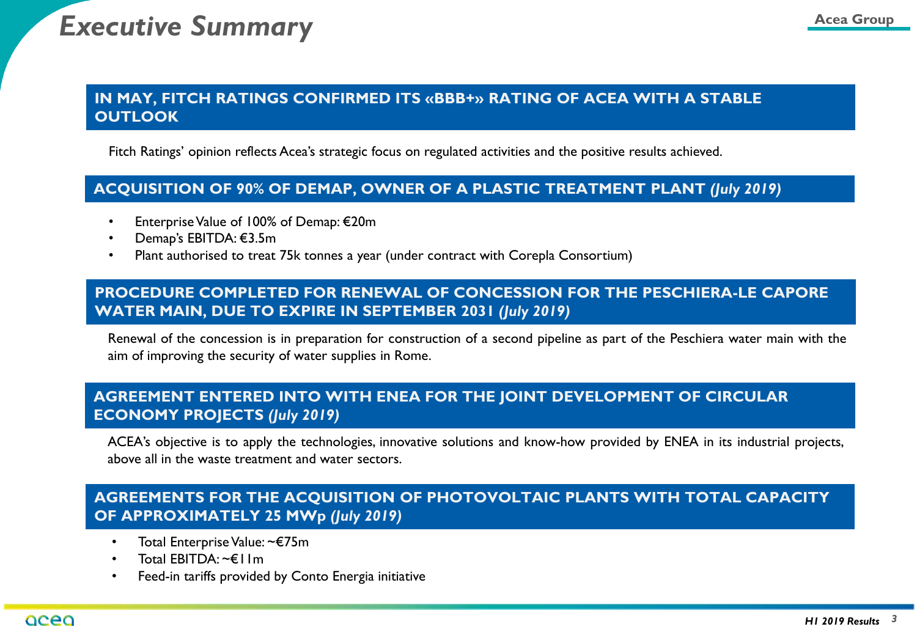# Executive Summary

## IN MAY, FITCH RATINGS CONFIRMED ITS «BBB+» RATING OF ACEA WITH A STABLE OUTLOOK

Fitch Ratings' opinion reflects Acea's strategic focus on regulated activities and the positive results achieved.

## ACQUISITION OF 90% OF DEMAP, OWNER OF A PLASTIC TREATMENT PLANT *(July 2019)*

- Enterprise Value of 100% of Demap: €20m
- Demap's EBITDA: €3.5m
- Plant authorised to treat 75k tonnes a year (under contract with Corepla Consortium)

## PROCEDURE COMPLETED FOR RENEWAL OF CONCESSION FOR THE PESCHIERA-LE CAPORE WATER MAIN, DUE TO EXPIRE IN SEPTEMBER 2031 *(July 2019)*

Renewal of the concession is in preparation for construction of a second pipeline as part of the Peschiera water main with the aim of improving the security of water supplies in Rome.

## AGREEMENT ENTERED INTO WITH ENEA FOR THE JOINT DEVELOPMENT OF CIRCULAR ECONOMY PROJECTS *(July 2019)*

ACEA's objective is to apply the technologies, innovative solutions and know-how provided by ENEA in its industrial projects, above all in the waste treatment and water sectors.

## AGREEMENTS FOR THE ACQUISITION OF PHOTOVOLTAIC PLANTS WITH TOTAL CAPACITY OF APPROXIMATELY 25 MWp *(July 2019)*

- Total Enterprise Value: ~€75m
- Total EBITDA: ~€11m
- Feed-in tariffs provided by Conto Energia initiative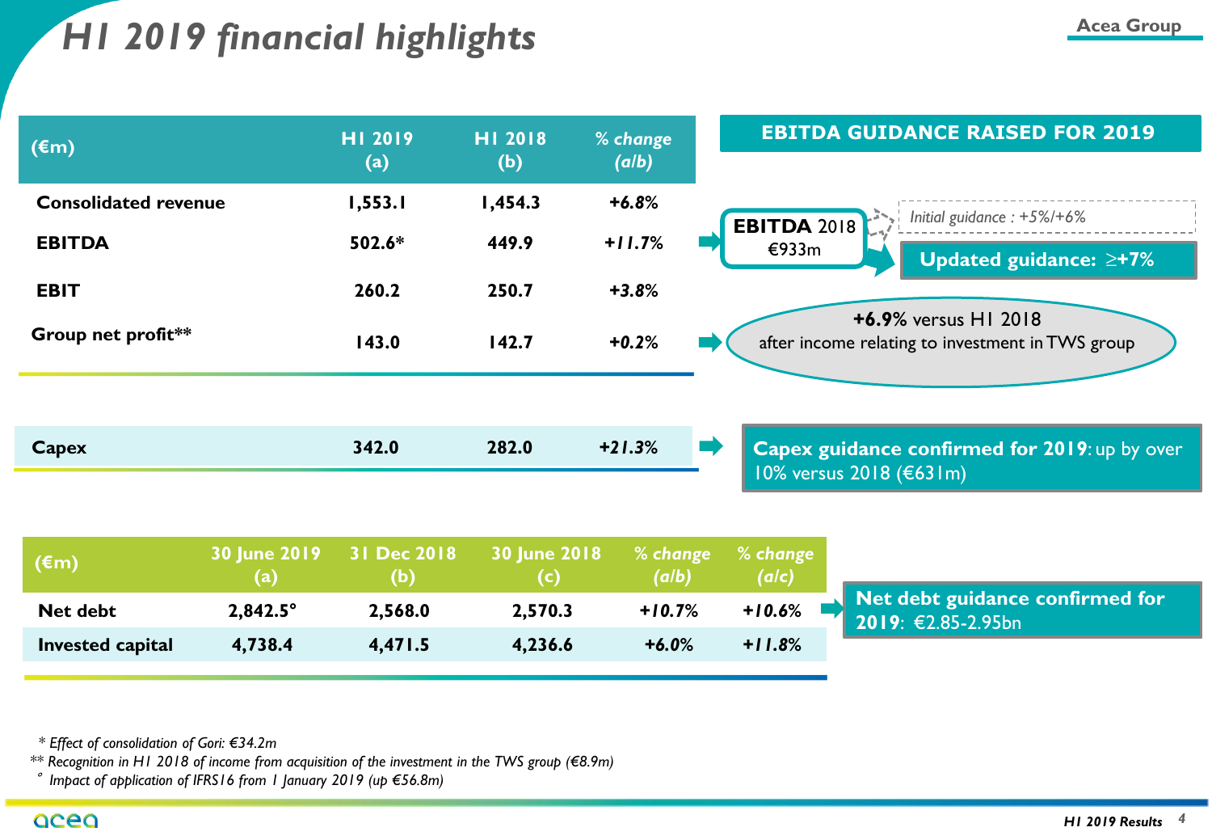# H1 2019 financial highlights

| (€m) | H1 2019 (a) | H1 2018 (b) | % change (a/b) |
|---|---|---|---|
| Consolidated revenue | 1,553.1 | 1,454.3 | +6.8% |
| EBITDA | 502.6* | 449.9 | +11.7% |
| EBIT | 260.2 | 250.7 | +3.8% |
| Group net profit** | 143.0 | 142.7 | +0.2% |
| Capex | 342.0 | 282.0 | +21.3% |

**EBITDA GUIDANCE RAISED FOR 2019**

**EBITDA** 2018 €933m

*Initial guidance : +5%/+6%*

**Updated guidance: ≥+7%**

**+6.9%** versus H1 2018 after income relating to investment in TWS group

**Capex guidance confirmed for 2019**: up by over 10% versus 2018 (€631m)

| (€m) | 30 June 2019 (a) | 31 Dec 2018 (b) | 30 June 2018 (c) | % change (a/b) | % change (a/c) |
|---|---|---|---|---|---|
| Net debt | 2,842.5° | 2,568.0 | 2,570.3 | +10.7% | +10.6% |
| Invested capital | 4,738.4 | 4,471.5 | 4,236.6 | +6.0% | +11.8% |

**Net debt guidance confirmed for 2019**: €2.85-2.95bn

*\* Effect of consolidation of Gori: €34.2m*

*\*\* Recognition in H1 2018 of income from acquisition of the investment in the TWS group (€8.9m)*

*° Impact of application of IFRS16 from 1 January 2019 (up €56.8m)*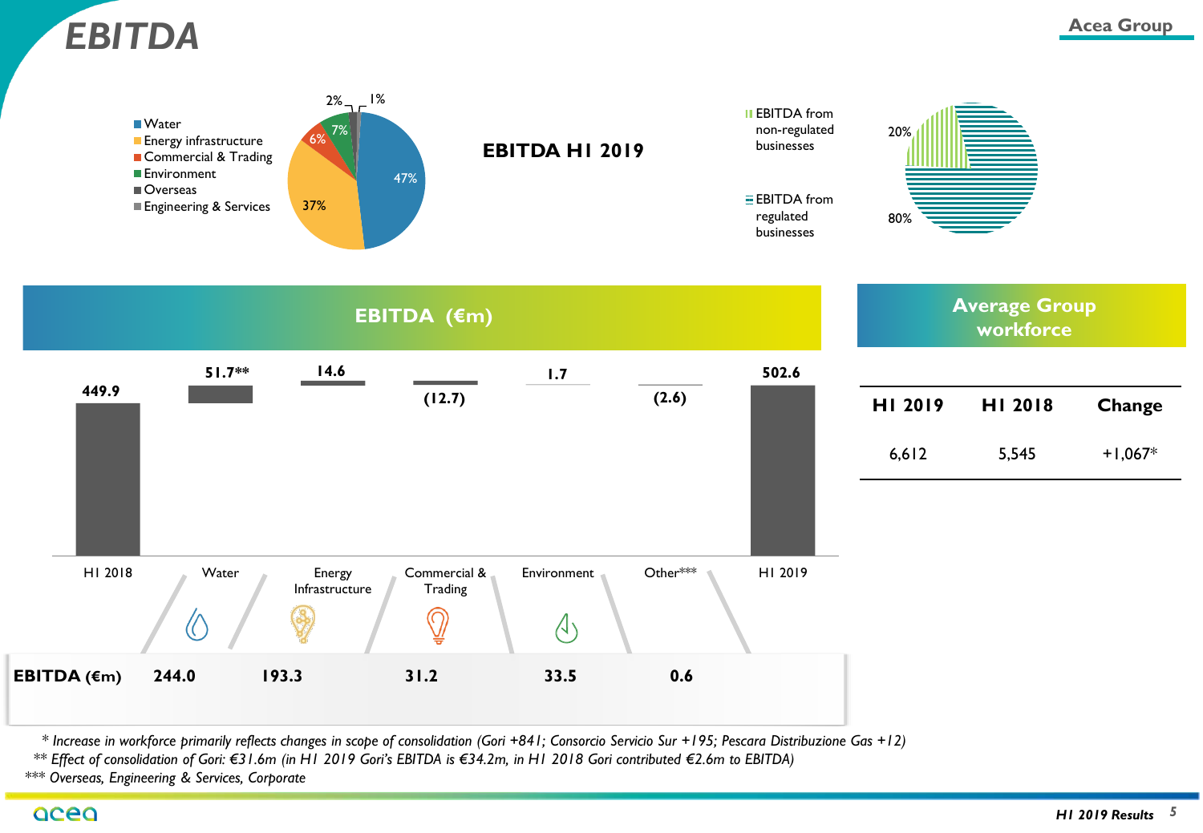# EBITDA

**EBITDA H1 2019**

| Segment | Share |
|---|---|
| Water | 47% |
| Energy infrastructure | 37% |
| Commercial & Trading | 6% |
| Environment | 7% |
| Overseas | 2% |
| Engineering & Services | 1% |

| | Share |
|---|---|
| EBITDA from non-regulated businesses | 20% |
| EBITDA from regulated businesses | 80% |

## EBITDA (€m)

| H1 2018 | Water | Energy Infrastructure | Commercial & Trading | Environment | Other*** | H1 2019 |
|---|---|---|---|---|---|---|
| 449.9 | 51.7** | 14.6 | (12.7) | 1.7 | (2.6) | 502.6 |

| | Water | Energy Infrastructure | Commercial & Trading | Environment | Other*** |
|---|---|---|---|---|---|
| **EBITDA (€m)** | 244.0 | 193.3 | 31.2 | 33.5 | 0.6 |

## Average Group workforce

| H1 2019 | H1 2018 | Change |
|---|---|---|
| 6,612 | 5,545 | +1,067* |

*\* Increase in workforce primarily reflects changes in scope of consolidation (Gori +841; Consorcio Servicio Sur +195; Pescara Distribuzione Gas +12)*

*\*\* Effect of consolidation of Gori: €31.6m (in H1 2019 Gori's EBITDA is €34.2m, in H1 2018 Gori contributed €2.6m to EBITDA)*

*\*\*\* Overseas, Engineering & Services, Corporate*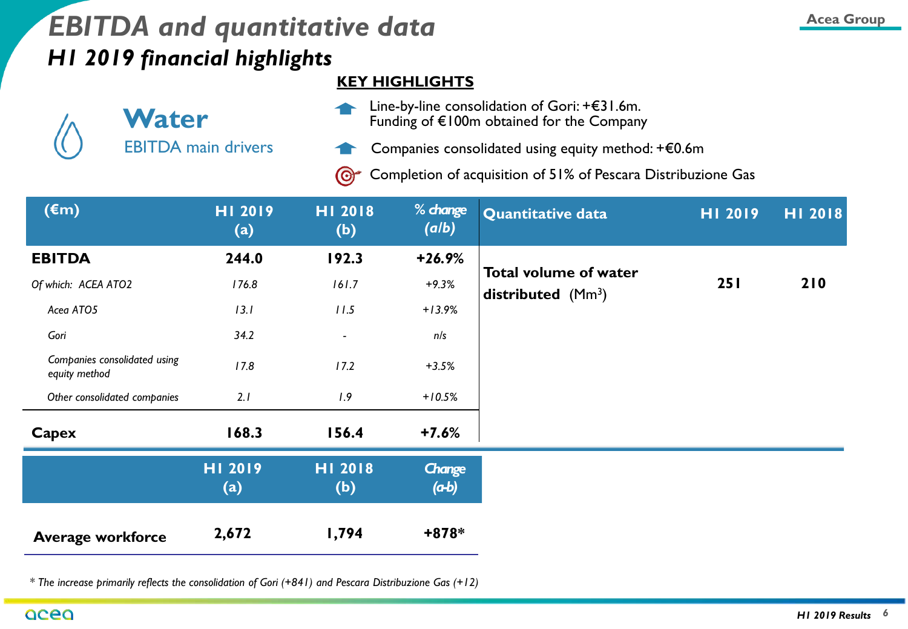# EBITDA and quantitative data

## H1 2019 financial highlights

### Water

EBITDA main drivers

**KEY HIGHLIGHTS**

- Line-by-line consolidation of Gori: +€31.6m. Funding of €100m obtained for the Company
- Companies consolidated using equity method: +€0.6m
- Completion of acquisition of 51% of Pescara Distribuzione Gas

| (€m) | H1 2019 (a) | H1 2018 (b) | % change (a/b) |
|---|---|---|---|
| **EBITDA** | **244.0** | **192.3** | **+26.9%** |
| *Of which: ACEA ATO2* | *176.8* | *161.7* | *+9.3%* |
| *Acea ATO5* | *13.1* | *11.5* | *+13.9%* |
| *Gori* | *34.2* | *-* | *n/s* |
| *Companies consolidated using equity method* | *17.8* | *17.2* | *+3.5%* |
| *Other consolidated companies* | *2.1* | *1.9* | *+10.5%* |
| **Capex** | **168.3** | **156.4** | **+7.6%** |

| Quantitative data | H1 2019 | H1 2018 |
|---|---|---|
| **Total volume of water distributed** ($Mm^3$) | **251** | **210** |

| | H1 2019 (a) | H1 2018 (b) | Change (a-b) |
|---|---|---|---|
| **Average workforce** | **2,672** | **1,794** | **+878*** |

*\* The increase primarily reflects the consolidation of Gori (+841) and Pescara Distribuzione Gas (+12)*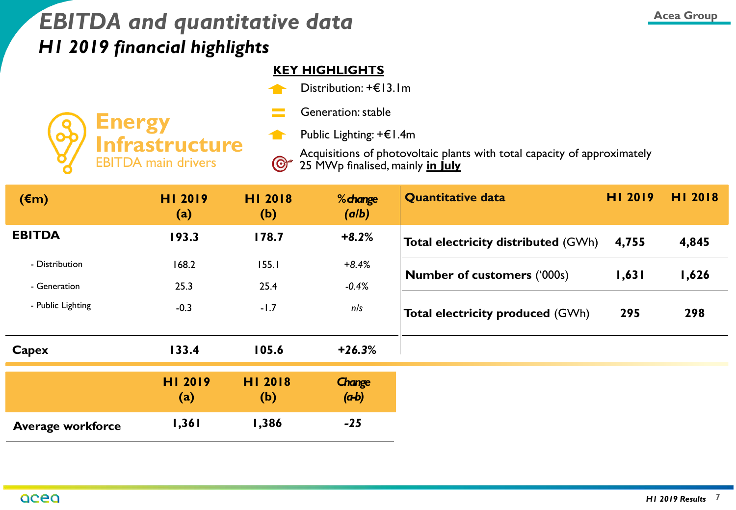# EBITDA and quantitative data

## H1 2019 financial highlights

### Energy Infrastructure

EBITDA main drivers

**KEY HIGHLIGHTS**

- Distribution: +€13.1m
- Generation: stable
- Public Lighting: +€1.4m
- Acquisitions of photovoltaic plants with total capacity of approximately 25 MWp finalised, mainly **in July**

| (€m) | H1 2019 (a) | H1 2018 (b) | %change (a/b) |
|---|---|---|---|
| **EBITDA** | **193.3** | **178.7** | **+8.2%** |
| - Distribution | 168.2 | 155.1 | +8.4% |
| - Generation | 25.3 | 25.4 | -0.4% |
| - Public Lighting | -0.3 | -1.7 | n/s |
| **Capex** | **133.4** | **105.6** | **+26.3%** |

| Quantitative data | H1 2019 | H1 2018 |
|---|---|---|
| **Total electricity distributed** (GWh) | **4,755** | **4,845** |
| **Number of customers** ('000s) | **1,631** | **1,626** |
| **Total electricity produced** (GWh) | **295** | **298** |

| | H1 2019 (a) | H1 2018 (b) | Change (a-b) |
|---|---|---|---|
| **Average workforce** | **1,361** | **1,386** | **-25** |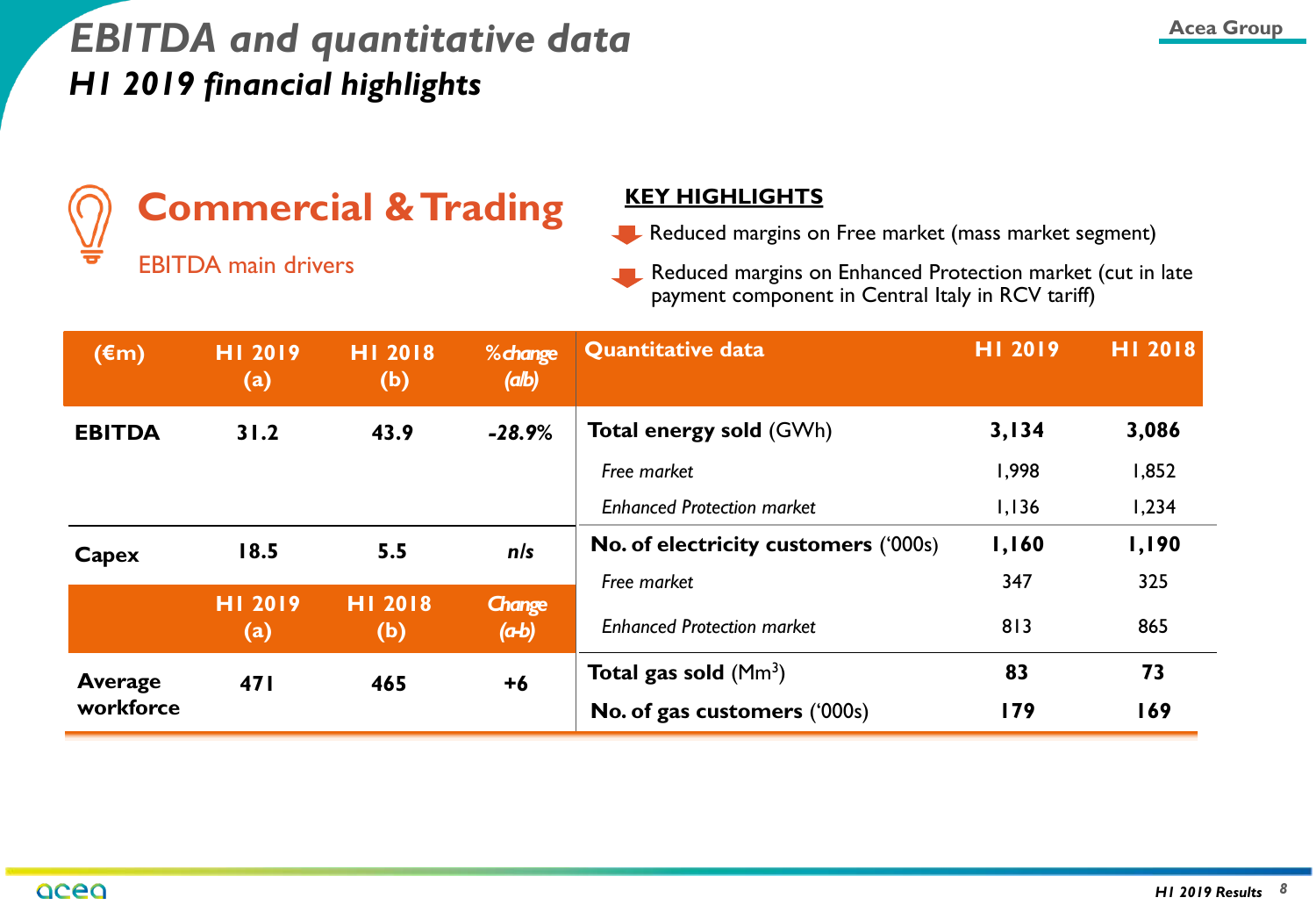# EBITDA and quantitative data

## H1 2019 financial highlights

## Commercial & Trading

EBITDA main drivers

**KEY HIGHLIGHTS**

- Reduced margins on Free market (mass market segment)
- Reduced margins on Enhanced Protection market (cut in late payment component in Central Italy in RCV tariff)

| (€m) | H1 2019 (a) | H1 2018 (b) | % change (a/b) |
|---|---|---|---|
| **EBITDA** | 31.2 | 43.9 | -28.9% |
| **Capex** | 18.5 | 5.5 | n/s |

| | H1 2019 (a) | H1 2018 (b) | Change (a-b) |
|---|---|---|---|
| **Average workforce** | 471 | 465 | +6 |

| Quantitative data | H1 2019 | H1 2018 |
|---|---|---|
| **Total energy sold** (GWh) | **3,134** | **3,086** |
| *Free market* | 1,998 | 1,852 |
| *Enhanced Protection market* | 1,136 | 1,234 |
| **No. of electricity customers** ('000s) | **1,160** | **1,190** |
| *Free market* | 347 | 325 |
| *Enhanced Protection market* | 813 | 865 |
| **Total gas sold** ($Mm^3$) | **83** | **73** |
| **No. of gas customers** ('000s) | **179** | **169** |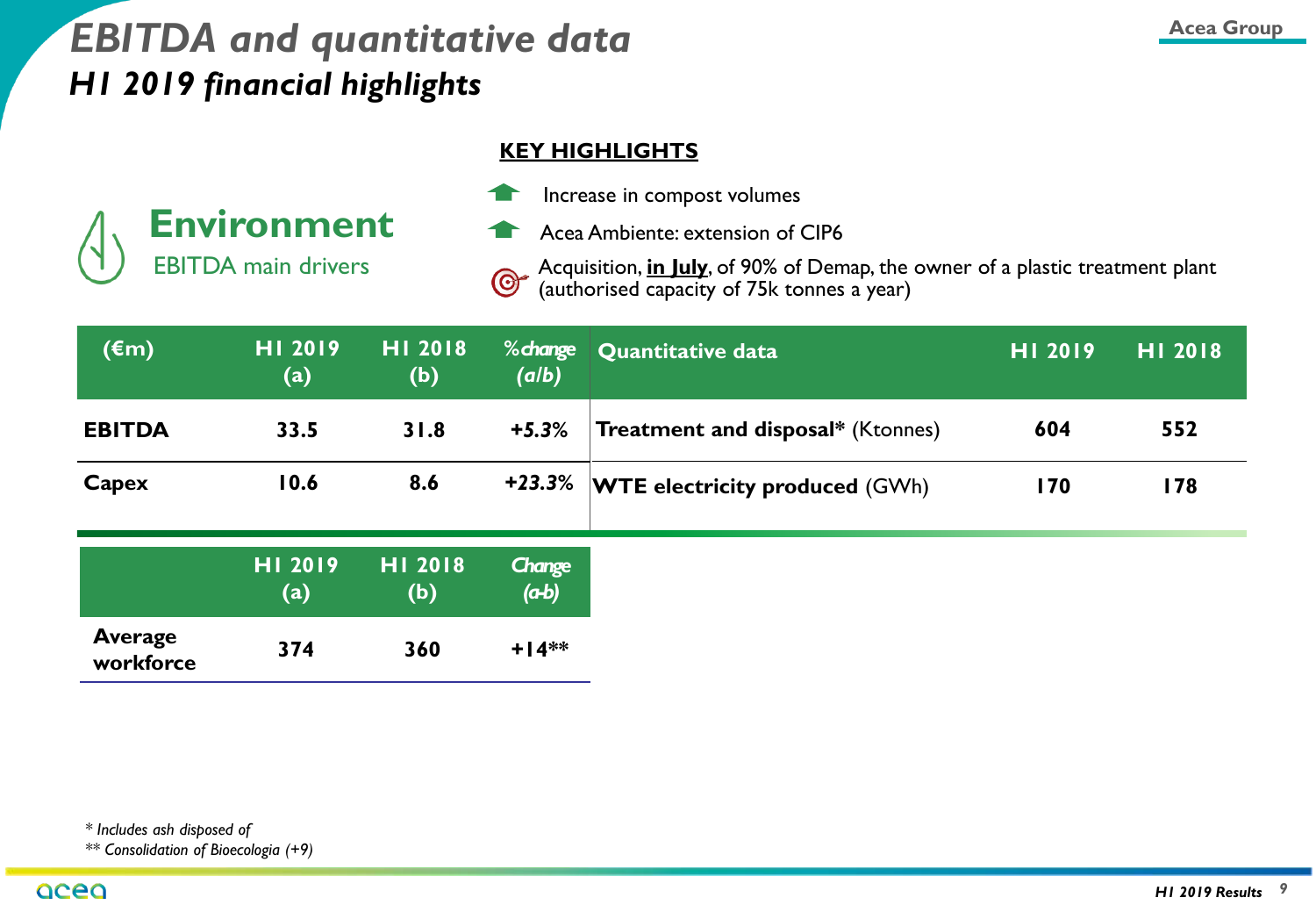# *EBITDA and quantitative data*

## *H1 2019 financial highlights*

**KEY HIGHLIGHTS**

## Environment

EBITDA main drivers

- Increase in compost volumes
- Acea Ambiente: extension of CIP6
- Acquisition, **in July**, of 90% of Demap, the owner of a plastic treatment plant (authorised capacity of 75k tonnes a year)

| (€m) | H1 2019 (a) | H1 2018 (b) | %change (a/b) |
|---|---|---|---|
| **EBITDA** | 33.5 | 31.8 | +5.3% |
| **Capex** | 10.6 | 8.6 | +23.3% |

| Quantitative data | H1 2019 | H1 2018 |
|---|---|---|
| **Treatment and disposal*** (Ktonnes) | 604 | 552 |
| **WTE electricity produced** (GWh) | 170 | 178 |

| | H1 2019 (a) | H1 2018 (b) | Change (a-b) |
|---|---|---|---|
| **Average workforce** | 374 | 360 | +14** |

*\* Includes ash disposed of*

*\*\* Consolidation of Bioecologia (+9)*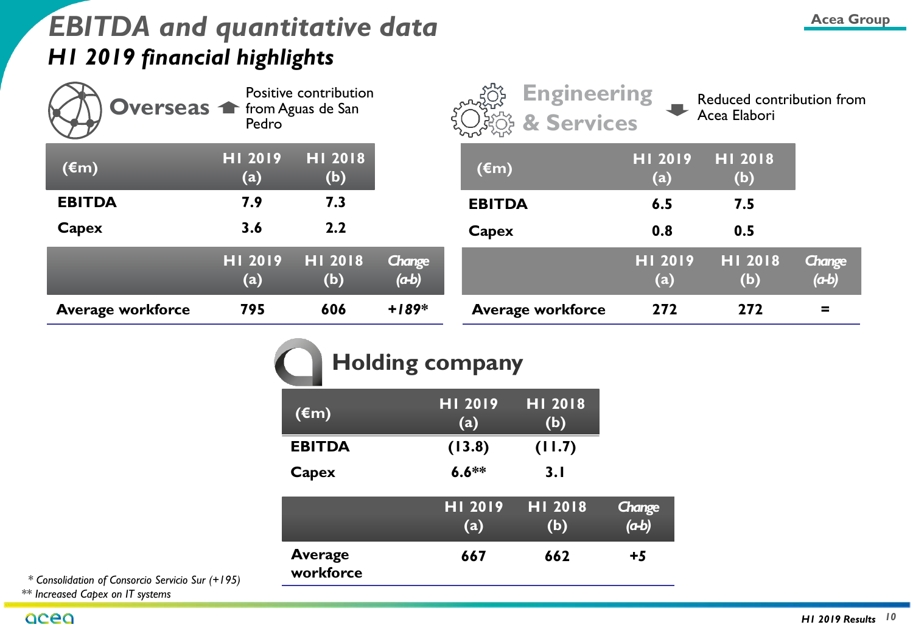# EBITDA and quantitative data

## H1 2019 financial highlights

### Overseas

Positive contribution from Aguas de San Pedro

| (€m) | H1 2019 (a) | H1 2018 (b) |
|---|---|---|
| EBITDA | 7.9 | 7.3 |
| Capex | 3.6 | 2.2 |

| | H1 2019 (a) | H1 2018 (b) | Change (a-b) |
|---|---|---|---|
| Average workforce | 795 | 606 | +189* |

### Engineering & Services

Reduced contribution from Acea Elabori

| (€m) | H1 2019 (a) | H1 2018 (b) |
|---|---|---|
| EBITDA | 6.5 | 7.5 |
| Capex | 0.8 | 0.5 |

| | H1 2019 (a) | H1 2018 (b) | Change (a-b) |
|---|---|---|---|
| Average workforce | 272 | 272 | = |

### Holding company

| (€m) | H1 2019 (a) | H1 2018 (b) |
|---|---|---|
| EBITDA | (13.8) | (11.7) |
| Capex | 6.6** | 3.1 |

| | H1 2019 (a) | H1 2018 (b) | Change (a-b) |
|---|---|---|---|
| Average workforce | 667 | 662 | +5 |

*Consolidation of Consorcio Servicio Sur (+195)

** Increased Capex on IT systems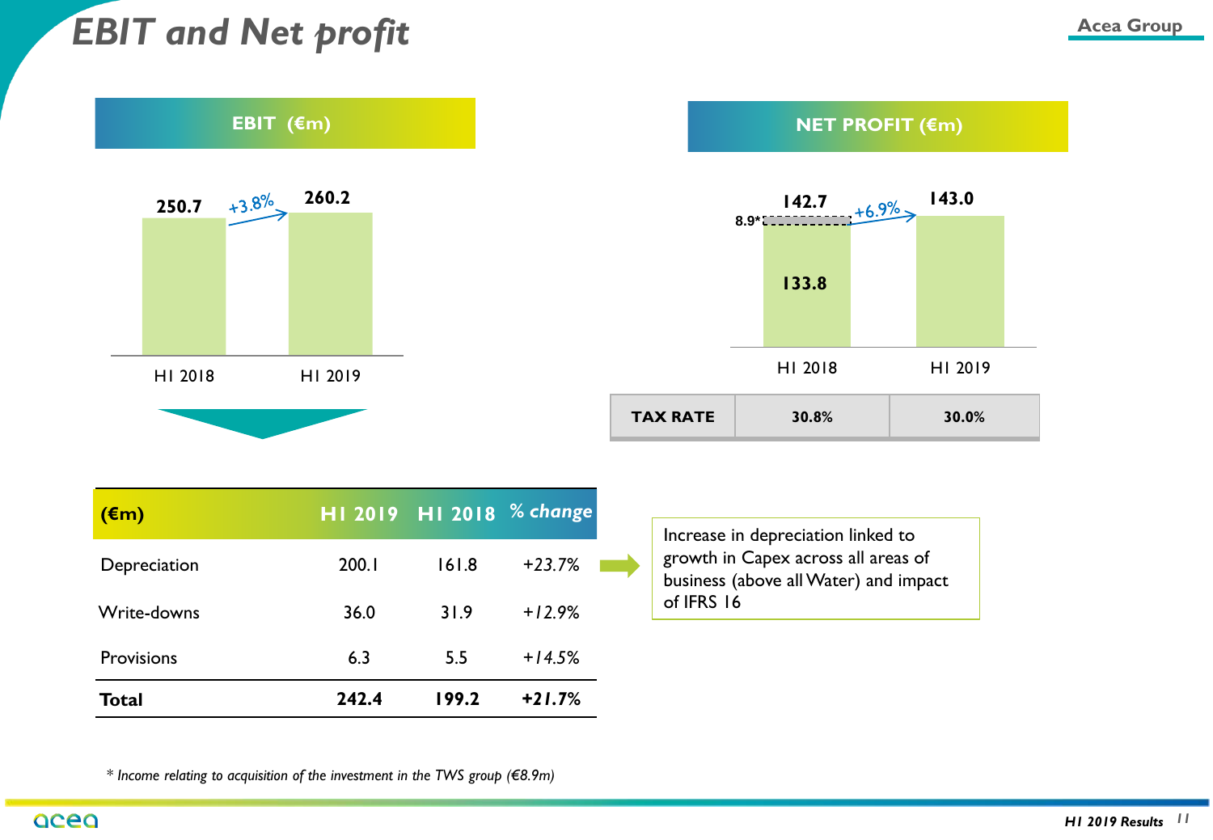# EBIT and Net profit

## EBIT (€m)

| | H1 2018 | H1 2019 |
|---|---|---|
| EBIT | 250.7 | 260.2 |

+3.8%

## NET PROFIT (€m)

| | H1 2018 | H1 2019 |
|---|---|---|
| Net profit | 142.7 (133.8 + 8.9*) | 143.0 |

+6.9%

| TAX RATE | 30.8% | 30.0% |
|---|---|---|

| (€m) | H1 2019 | H1 2018 | % change |
|---|---|---|---|
| Depreciation | 200.1 | 161.8 | +23.7% |
| Write-downs | 36.0 | 31.9 | +12.9% |
| Provisions | 6.3 | 5.5 | +14.5% |
| **Total** | **242.4** | **199.2** | **+21.7%** |

Increase in depreciation linked to growth in Capex across all areas of business (above all Water) and impact of IFRS 16

*\* Income relating to acquisition of the investment in the TWS group (€8.9m)*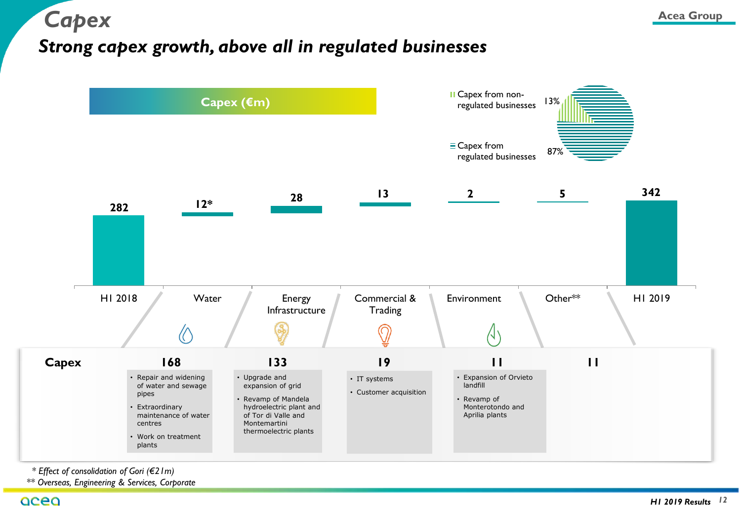# Capex

## Strong capex growth, above all in regulated businesses

**Capex (€m)**

- Capex from non-regulated businesses: 13%
- Capex from regulated businesses: 87%

| H1 2018 | Water | Energy Infrastructure | Commercial & Trading | Environment | Other** | H1 2019 |
|---|---|---|---|---|---|---|
| 282 | 12* | 28 | 13 | 2 | 5 | 342 |

| | Water | Energy Infrastructure | Commercial & Trading | Environment | Other** |
|---|---|---|---|---|---|
| **Capex** | **168** | **133** | **19** | **11** | **11** |
| | • Repair and widening of water and sewage pipes<br>• Extraordinary maintenance of water centres<br>• Work on treatment plants | • Upgrade and expansion of grid<br>• Revamp of Mandela hydroelectric plant and of Tor di Valle and Montemartini thermoelectric plants | • IT systems<br>• Customer acquisition | • Expansion of Orvieto landfill<br>• Revamp of Monterotondo and Aprilia plants | |

\* *Effect of consolidation of Gori (€21m)*

** *Overseas, Engineering & Services, Corporate*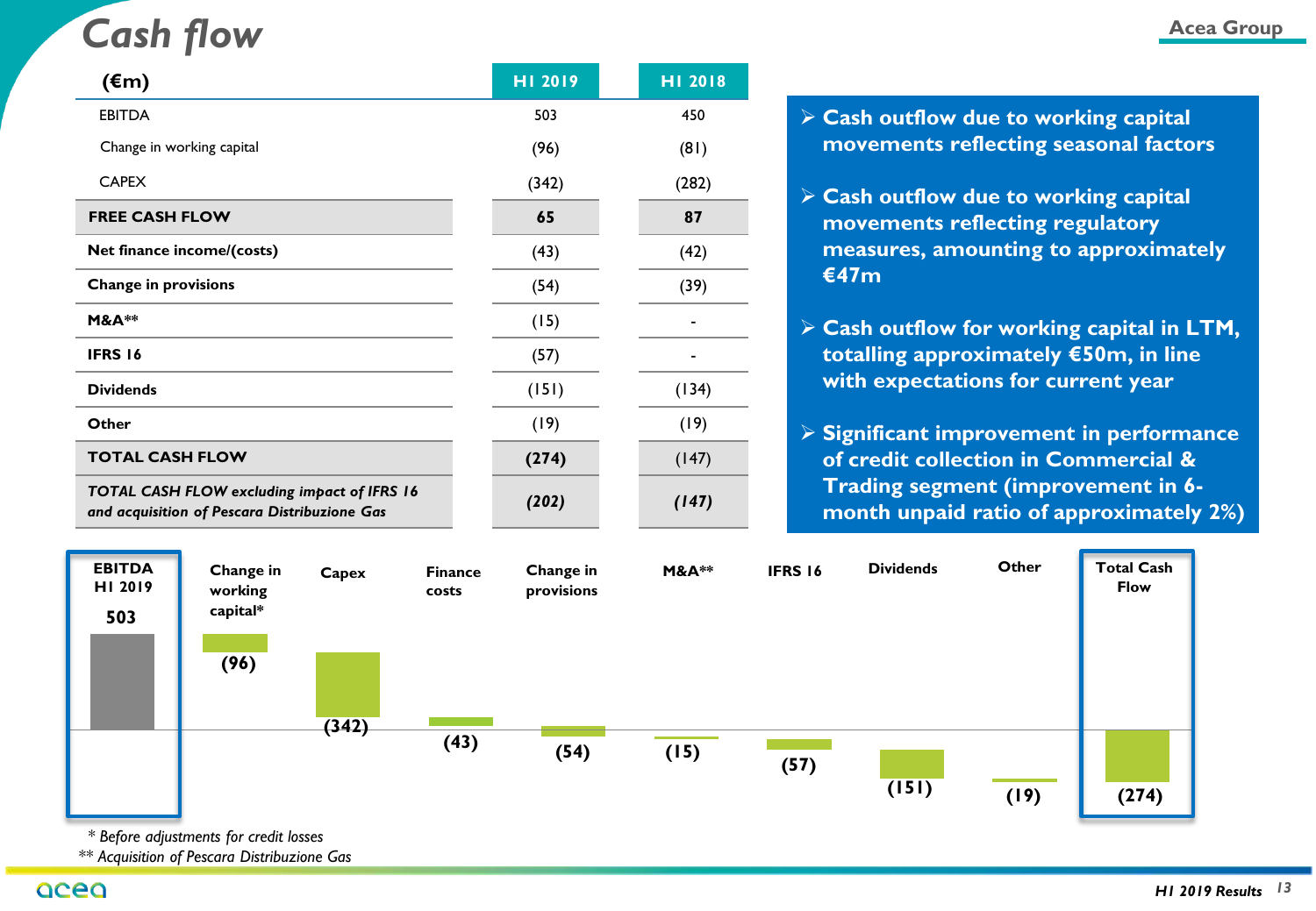# Cash flow

| (€m) | H1 2019 | H1 2018 |
|---|---|---|
| EBITDA | 503 | 450 |
| Change in working capital | (96) | (81) |
| CAPEX | (342) | (282) |
| **FREE CASH FLOW** | **65** | **87** |
| **Net finance income/(costs)** | (43) | (42) |
| **Change in provisions** | (54) | (39) |
| **M&A**** | (15) | - |
| **IFRS 16** | (57) | - |
| **Dividends** | (151) | (134) |
| **Other** | (19) | (19) |
| **TOTAL CASH FLOW** | **(274)** | (147) |
| ***TOTAL CASH FLOW excluding impact of IFRS 16 and acquisition of Pescara Distribuzione Gas*** | ***(202)*** | ***(147)*** |

- **Cash outflow due to working capital movements reflecting seasonal factors**
- **Cash outflow due to working capital movements reflecting regulatory measures, amounting to approximately €47m**
- **Cash outflow for working capital in LTM, totalling approximately €50m, in line with expectations for current year**
- **Significant improvement in performance of credit collection in Commercial & Trading segment (improvement in 6-month unpaid ratio of approximately 2%)**

| EBITDA H1 2019 | Change in working capital* | Capex | Finance costs | Change in provisions | M&A** | IFRS 16 | Dividends | Other | Total Cash Flow |
|---|---|---|---|---|---|---|---|---|---|
| 503 | (96) | (342) | (43) | (54) | (15) | (57) | (151) | (19) | (274) |

*\* Before adjustments for credit losses*

*\*\* Acquisition of Pescara Distribuzione Gas*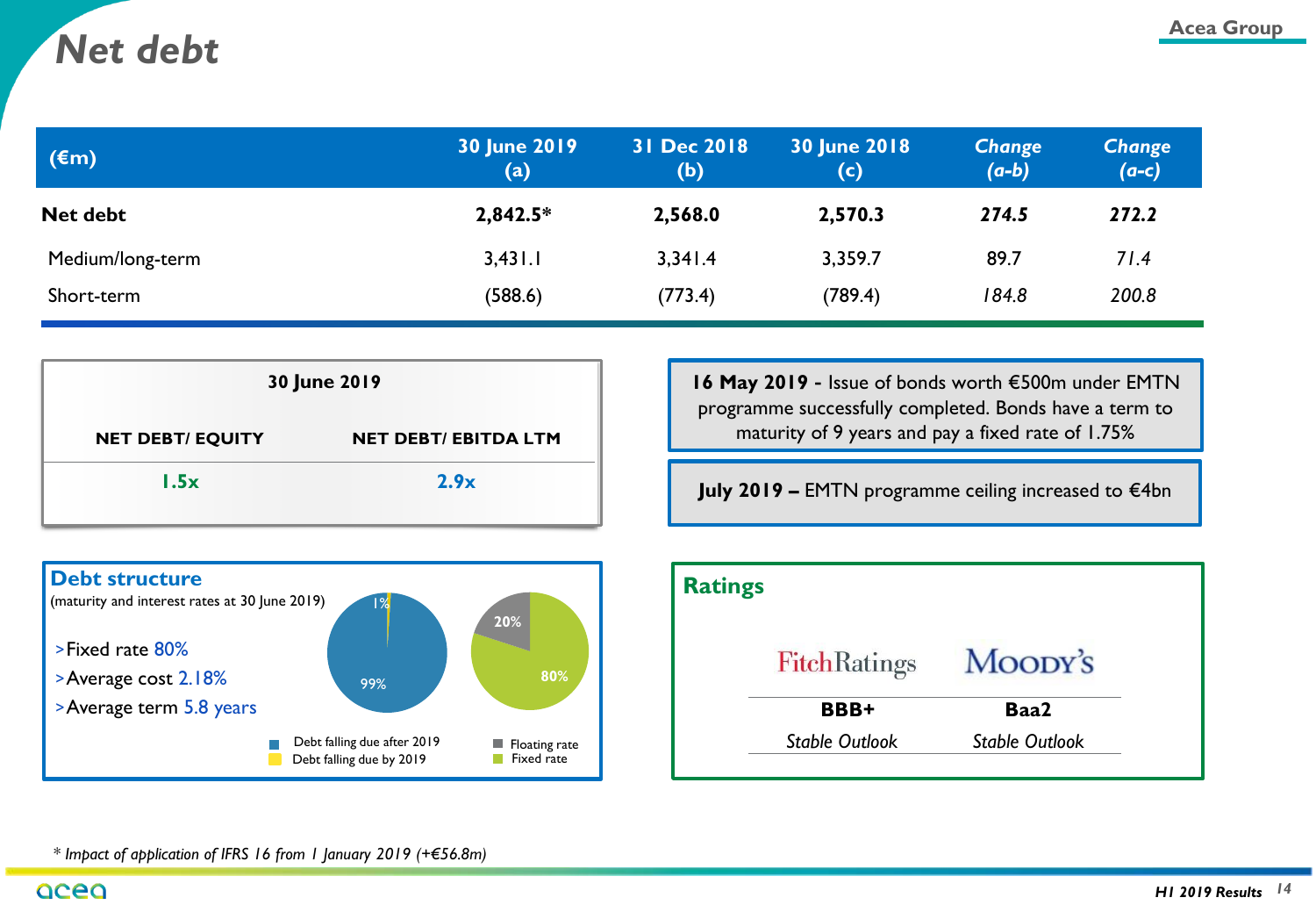# Net debt

| (€m) | 30 June 2019 (a) | 31 Dec 2018 (b) | 30 June 2018 (c) | *Change (a-b)* | *Change (a-c)* |
|---|---|---|---|---|---|
| **Net debt** | **2,842.5*** | **2,568.0** | **2,570.3** | **274.5** | **272.2** |
| Medium/long-term | 3,431.1 | 3,341.4 | 3,359.7 | 89.7 | *71.4* |
| Short-term | (588.6) | (773.4) | (789.4) | *184.8* | *200.8* |

| 30 June 2019 | |
|---|---|
| **NET DEBT/ EQUITY** | **NET DEBT/ EBITDA LTM** |
| **1.5x** | **2.9x** |

**16 May 2019 -** Issue of bonds worth €500m under EMTN programme successfully completed. Bonds have a term to maturity of 9 years and pay a fixed rate of 1.75%

**July 2019 –** EMTN programme ceiling increased to €4bn

## Debt structure

(maturity and interest rates at 30 June 2019)

- Fixed rate 80%
- Average cost 2.18%
- Average term 5.8 years

Debt falling due after 2019: 99%
Debt falling due by 2019: 1%

Floating rate: 20%
Fixed rate: 80%

## Ratings

| FitchRatings | Moody's |
|---|---|
| **BBB+** | **Baa2** |
| *Stable Outlook* | *Stable Outlook* |

*\* Impact of application of IFRS 16 from 1 January 2019 (+€56.8m)*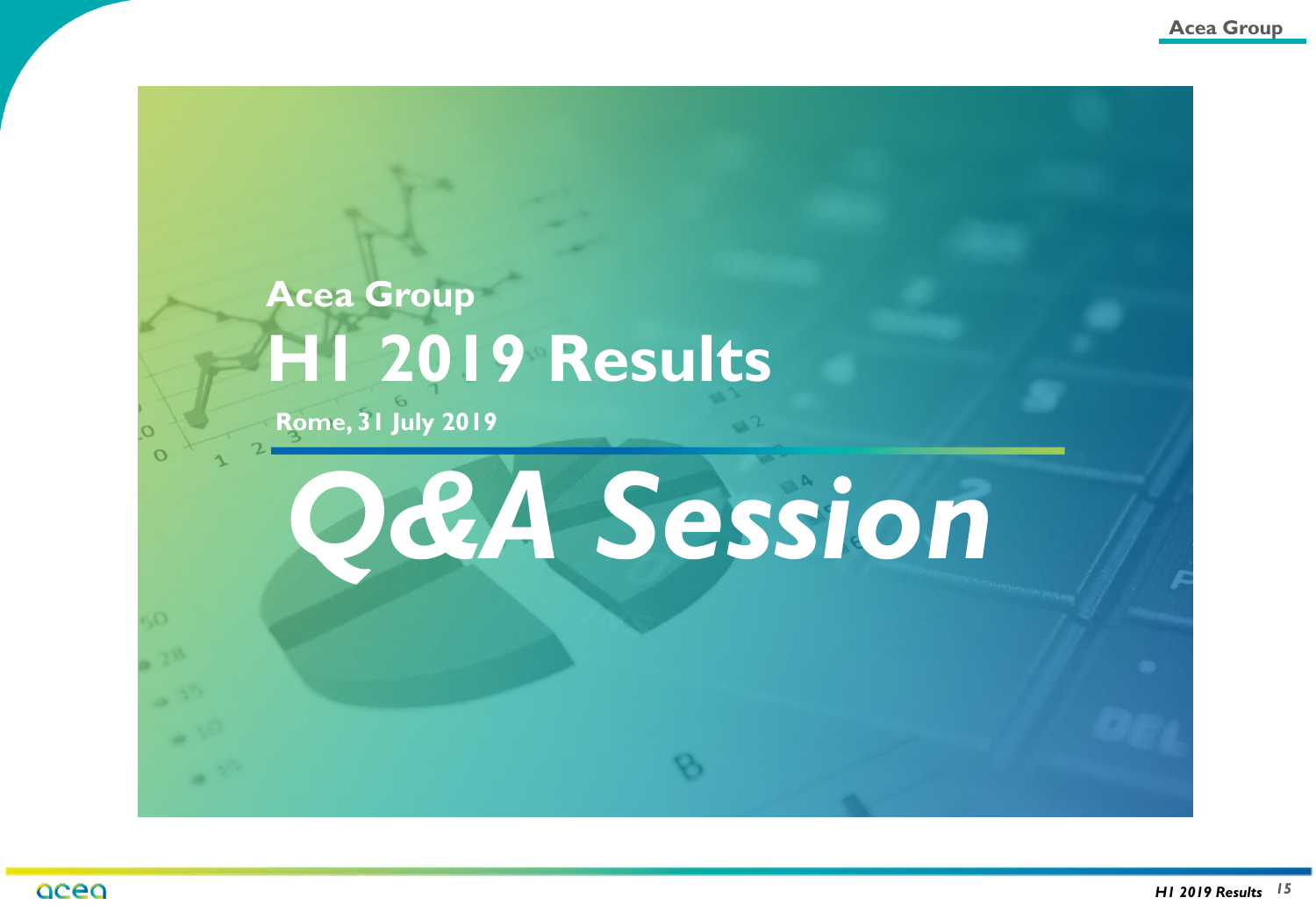Acea Group

# H1 2019 Results

Rome, 31 July 2019

# *Q&A Session*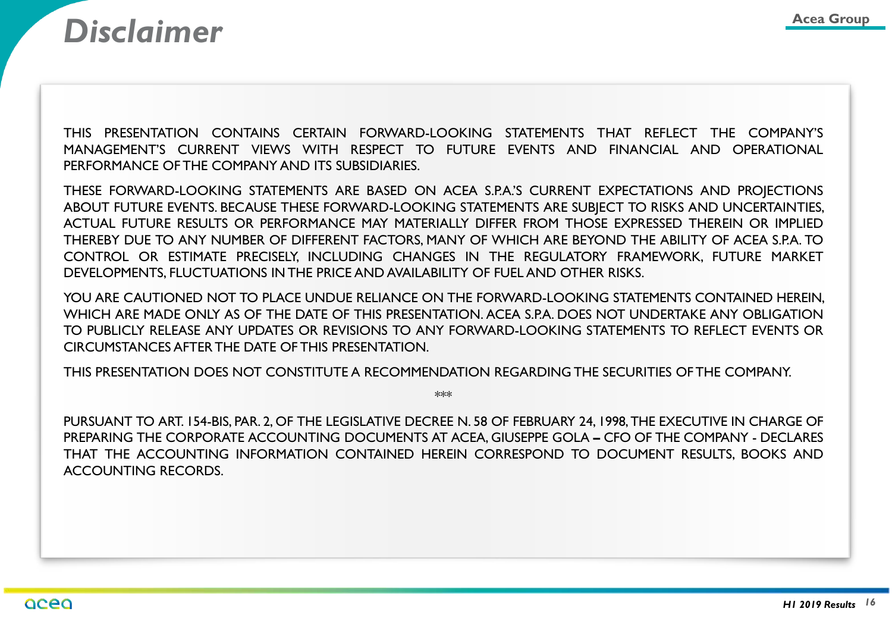# Disclaimer

THIS PRESENTATION CONTAINS CERTAIN FORWARD-LOOKING STATEMENTS THAT REFLECT THE COMPANY'S MANAGEMENT'S CURRENT VIEWS WITH RESPECT TO FUTURE EVENTS AND FINANCIAL AND OPERATIONAL PERFORMANCE OF THE COMPANY AND ITS SUBSIDIARIES.

THESE FORWARD-LOOKING STATEMENTS ARE BASED ON ACEA S.P.A.'S CURRENT EXPECTATIONS AND PROJECTIONS ABOUT FUTURE EVENTS. BECAUSE THESE FORWARD-LOOKING STATEMENTS ARE SUBJECT TO RISKS AND UNCERTAINTIES, ACTUAL FUTURE RESULTS OR PERFORMANCE MAY MATERIALLY DIFFER FROM THOSE EXPRESSED THEREIN OR IMPLIED THEREBY DUE TO ANY NUMBER OF DIFFERENT FACTORS, MANY OF WHICH ARE BEYOND THE ABILITY OF ACEA S.P.A. TO CONTROL OR ESTIMATE PRECISELY, INCLUDING CHANGES IN THE REGULATORY FRAMEWORK, FUTURE MARKET DEVELOPMENTS, FLUCTUATIONS IN THE PRICE AND AVAILABILITY OF FUEL AND OTHER RISKS.

YOU ARE CAUTIONED NOT TO PLACE UNDUE RELIANCE ON THE FORWARD-LOOKING STATEMENTS CONTAINED HEREIN, WHICH ARE MADE ONLY AS OF THE DATE OF THIS PRESENTATION. ACEA S.P.A. DOES NOT UNDERTAKE ANY OBLIGATION TO PUBLICLY RELEASE ANY UPDATES OR REVISIONS TO ANY FORWARD-LOOKING STATEMENTS TO REFLECT EVENTS OR CIRCUMSTANCES AFTER THE DATE OF THIS PRESENTATION.

THIS PRESENTATION DOES NOT CONSTITUTE A RECOMMENDATION REGARDING THE SECURITIES OF THE COMPANY.

***

PURSUANT TO ART. 154-BIS, PAR. 2, OF THE LEGISLATIVE DECREE N. 58 OF FEBRUARY 24, 1998, THE EXECUTIVE IN CHARGE OF PREPARING THE CORPORATE ACCOUNTING DOCUMENTS AT ACEA, GIUSEPPE GOLA – CFO OF THE COMPANY - DECLARES THAT THE ACCOUNTING INFORMATION CONTAINED HEREIN CORRESPOND TO DOCUMENT RESULTS, BOOKS AND ACCOUNTING RECORDS.